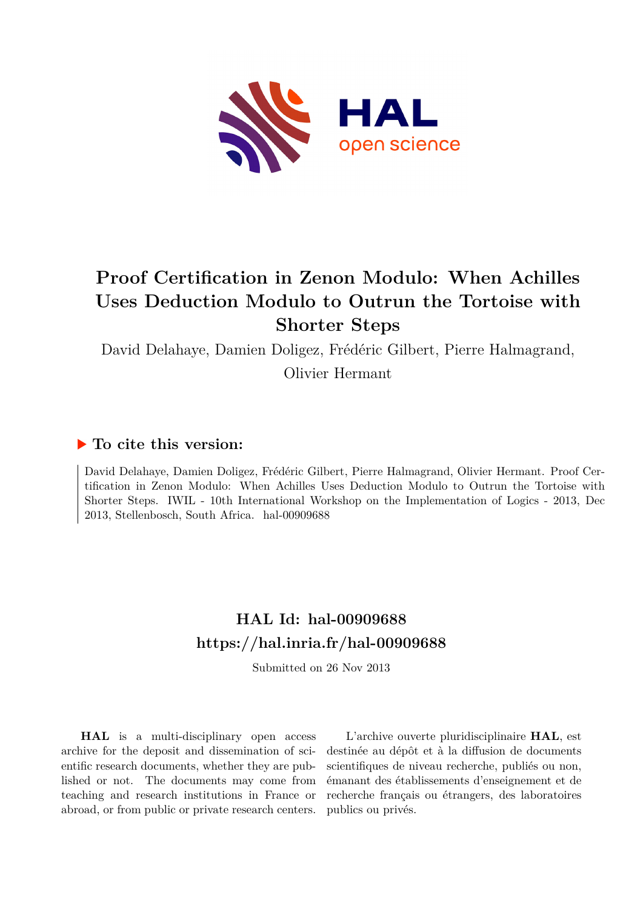# Proof Certification in Zenon Modulo: When Achilles Uses Deduction Modulo to Outrun the Tortoise with Shorter Steps

David Delahaye, Damien Doligez, Frédéric Gilbert, Pierre Halmagrand, Olivier Hermant

## ▶ To cite this version:

David Delahaye, Damien Doligez, Frédéric Gilbert, Pierre Halmagrand, Olivier Hermant. Proof Certification in Zenon Modulo: When Achilles Uses Deduction Modulo to Outrun the Tortoise with Shorter Steps. IWIL - 10th International Workshop on the Implementation of Logics - 2013, Dec 2013, Stellenbosch, South Africa. hal-00909688

## HAL Id: hal-00909688
## https://hal.inria.fr/hal-00909688

Submitted on 26 Nov 2013

**HAL** is a multi-disciplinary open access archive for the deposit and dissemination of scientific research documents, whether they are published or not. The documents may come from teaching and research institutions in France or abroad, or from public or private research centers.

L'archive ouverte pluridisciplinaire **HAL**, est destinée au dépôt et à la diffusion de documents scientifiques de niveau recherche, publiés ou non, émanant des établissements d'enseignement et de recherche français ou étrangers, des laboratoires publics ou privés.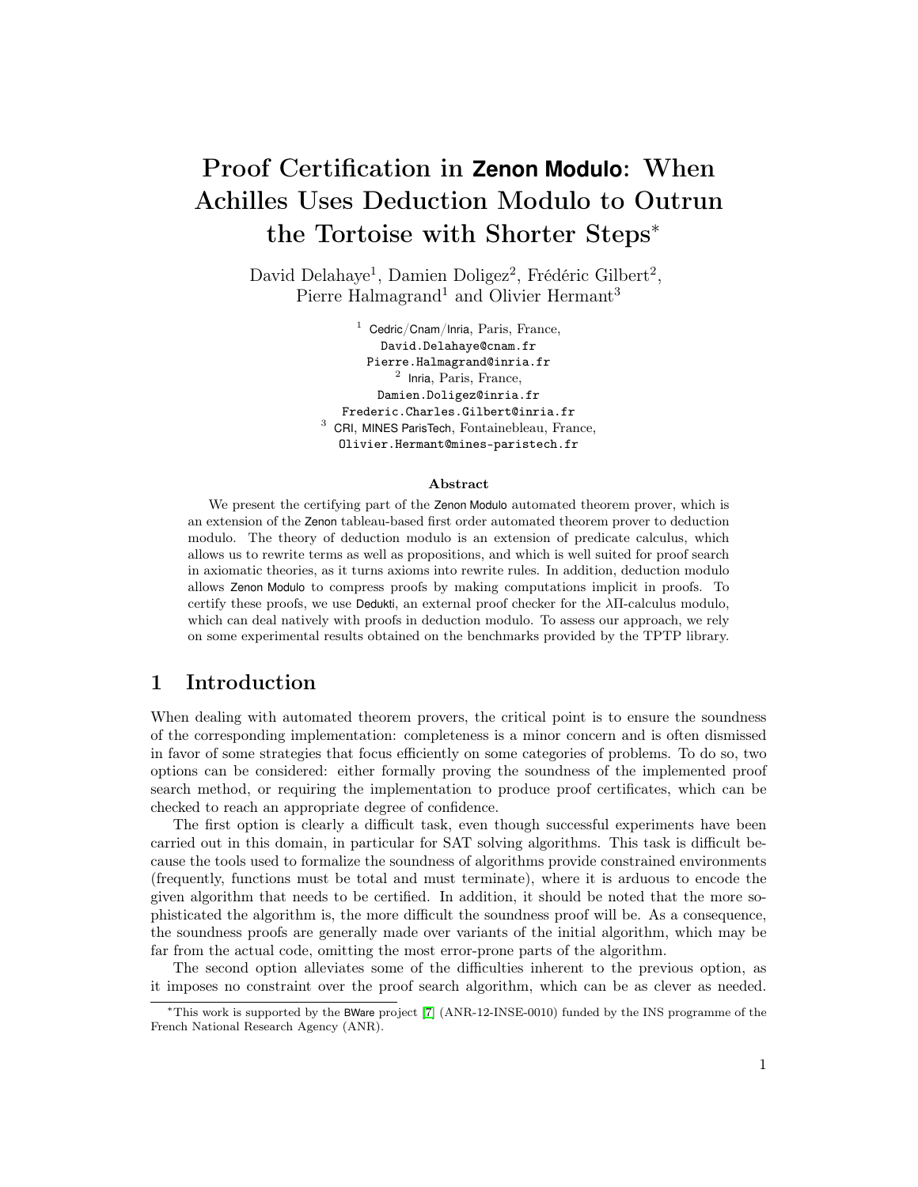# Proof Certification in Zenon Modulo: When Achilles Uses Deduction Modulo to Outrun the Tortoise with Shorter Steps*

David Delahaye[1], Damien Doligez[2], Frédéric Gilbert[2], Pierre Halmagrand[1] and Olivier Hermant[3]

[1] Cedric/Cnam/Inria, Paris, France,
David.Delahaye@cnam.fr
Pierre.Halmagrand@inria.fr

[2] Inria, Paris, France,
Damien.Doligez@inria.fr
Frederic.Charles.Gilbert@inria.fr

[3] CRI, MINES ParisTech, Fontainebleau, France,
Olivier.Hermant@mines-paristech.fr

### Abstract

We present the certifying part of the Zenon Modulo automated theorem prover, which is an extension of the Zenon tableau-based first order automated theorem prover to deduction modulo. The theory of deduction modulo is an extension of predicate calculus, which allows us to rewrite terms as well as propositions, and which is well suited for proof search in axiomatic theories, as it turns axioms into rewrite rules. In addition, deduction modulo allows Zenon Modulo to compress proofs by making computations implicit in proofs. To certify these proofs, we use Dedukti, an external proof checker for the $\lambda\Pi$-calculus modulo, which can deal natively with proofs in deduction modulo. To assess our approach, we rely on some experimental results obtained on the benchmarks provided by the TPTP library.

## 1 Introduction

When dealing with automated theorem provers, the critical point is to ensure the soundness of the corresponding implementation: completeness is a minor concern and is often dismissed in favor of some strategies that focus efficiently on some categories of problems. To do so, two options can be considered: either formally proving the soundness of the implemented proof search method, or requiring the implementation to produce proof certificates, which can be checked to reach an appropriate degree of confidence.

The first option is clearly a difficult task, even though successful experiments have been carried out in this domain, in particular for SAT solving algorithms. This task is difficult because the tools used to formalize the soundness of algorithms provide constrained environments (frequently, functions must be total and must terminate), where it is arduous to encode the given algorithm that needs to be certified. In addition, it should be noted that the more sophisticated the algorithm is, the more difficult the soundness proof will be. As a consequence, the soundness proofs are generally made over variants of the initial algorithm, which may be far from the actual code, omitting the most error-prone parts of the algorithm.

The second option alleviates some of the difficulties inherent to the previous option, as it imposes no constraint over the proof search algorithm, which can be as clever as needed.

*This work is supported by the BWare project [7] (ANR-12-INSE-0010) funded by the INS programme of the French National Research Agency (ANR).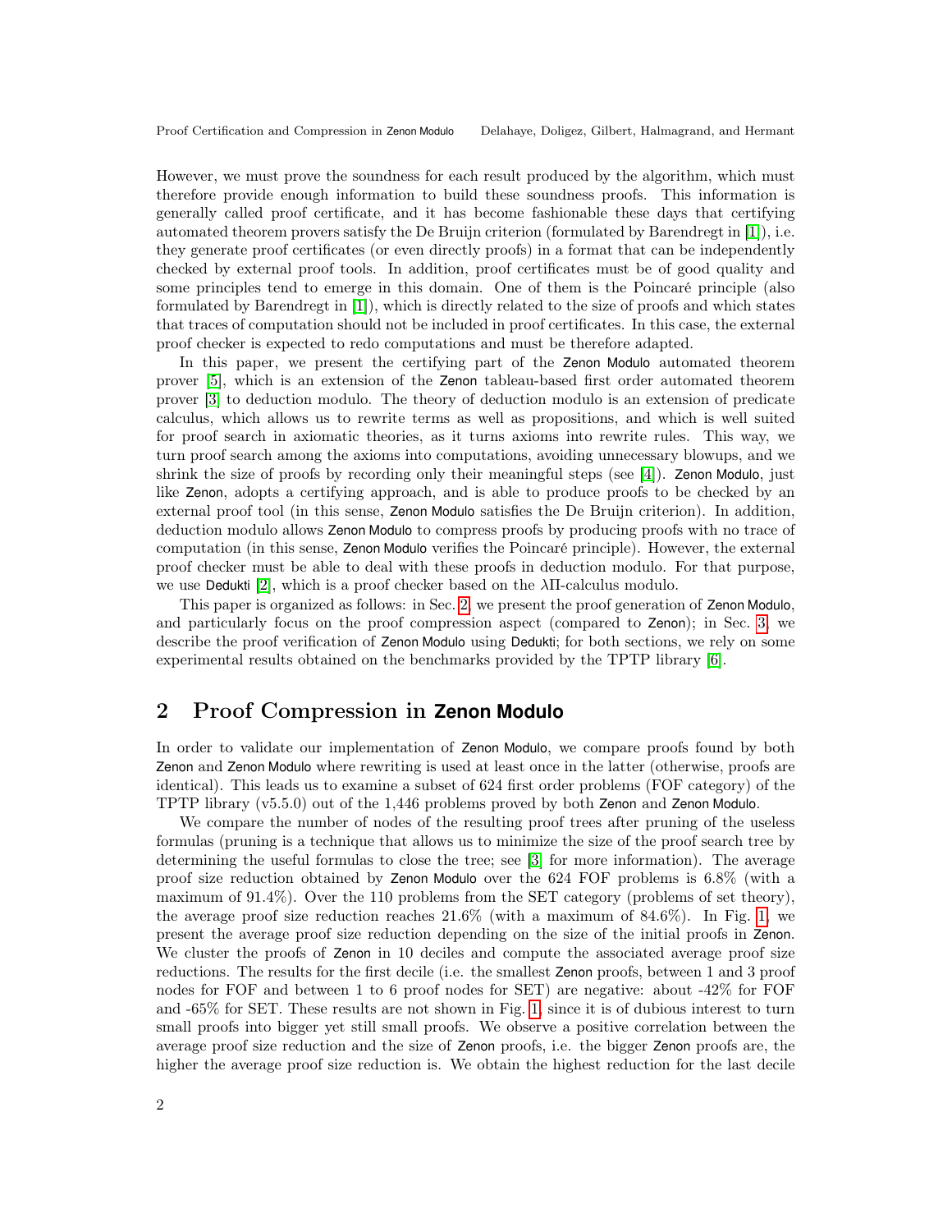However, we must prove the soundness for each result produced by the algorithm, which must therefore provide enough information to build these soundness proofs. This information is generally called proof certificate, and it has become fashionable these days that certifying automated theorem provers satisfy the De Bruijn criterion (formulated by Barendregt in [1]), i.e. they generate proof certificates (or even directly proofs) in a format that can be independently checked by external proof tools. In addition, proof certificates must be of good quality and some principles tend to emerge in this domain. One of them is the Poincaré principle (also formulated by Barendregt in [1]), which is directly related to the size of proofs and which states that traces of computation should not be included in proof certificates. In this case, the external proof checker is expected to redo computations and must be therefore adapted.

In this paper, we present the certifying part of the Zenon Modulo automated theorem prover [5], which is an extension of the Zenon tableau-based first order automated theorem prover [3] to deduction modulo. The theory of deduction modulo is an extension of predicate calculus, which allows us to rewrite terms as well as propositions, and which is well suited for proof search in axiomatic theories, as it turns axioms into rewrite rules. This way, we turn proof search among the axioms into computations, avoiding unnecessary blowups, and we shrink the size of proofs by recording only their meaningful steps (see [4]). Zenon Modulo, just like Zenon, adopts a certifying approach, and is able to produce proofs to be checked by an external proof tool (in this sense, Zenon Modulo satisfies the De Bruijn criterion). In addition, deduction modulo allows Zenon Modulo to compress proofs by producing proofs with no trace of computation (in this sense, Zenon Modulo verifies the Poincaré principle). However, the external proof checker must be able to deal with these proofs in deduction modulo. For that purpose, we use Dedukti [2], which is a proof checker based on the $\lambda\Pi$-calculus modulo.

This paper is organized as follows: in Sec. 2, we present the proof generation of Zenon Modulo, and particularly focus on the proof compression aspect (compared to Zenon); in Sec. 3, we describe the proof verification of Zenon Modulo using Dedukti; for both sections, we rely on some experimental results obtained on the benchmarks provided by the TPTP library [6].

## 2 Proof Compression in Zenon Modulo

In order to validate our implementation of Zenon Modulo, we compare proofs found by both Zenon and Zenon Modulo where rewriting is used at least once in the latter (otherwise, proofs are identical). This leads us to examine a subset of 624 first order problems (FOF category) of the TPTP library (v5.5.0) out of the 1,446 problems proved by both Zenon and Zenon Modulo.

We compare the number of nodes of the resulting proof trees after pruning of the useless formulas (pruning is a technique that allows us to minimize the size of the proof search tree by determining the useful formulas to close the tree; see [3] for more information). The average proof size reduction obtained by Zenon Modulo over the 624 FOF problems is 6.8% (with a maximum of 91.4%). Over the 110 problems from the SET category (problems of set theory), the average proof size reduction reaches 21.6% (with a maximum of 84.6%). In Fig. 1, we present the average proof size reduction depending on the size of the initial proofs in Zenon. We cluster the proofs of Zenon in 10 deciles and compute the associated average proof size reductions. The results for the first decile (i.e. the smallest Zenon proofs, between 1 and 3 proof nodes for FOF and between 1 to 6 proof nodes for SET) are negative: about -42% for FOF and -65% for SET. These results are not shown in Fig. 1, since it is of dubious interest to turn small proofs into bigger yet still small proofs. We observe a positive correlation between the average proof size reduction and the size of Zenon proofs, i.e. the bigger Zenon proofs are, the higher the average proof size reduction is. We obtain the highest reduction for the last decile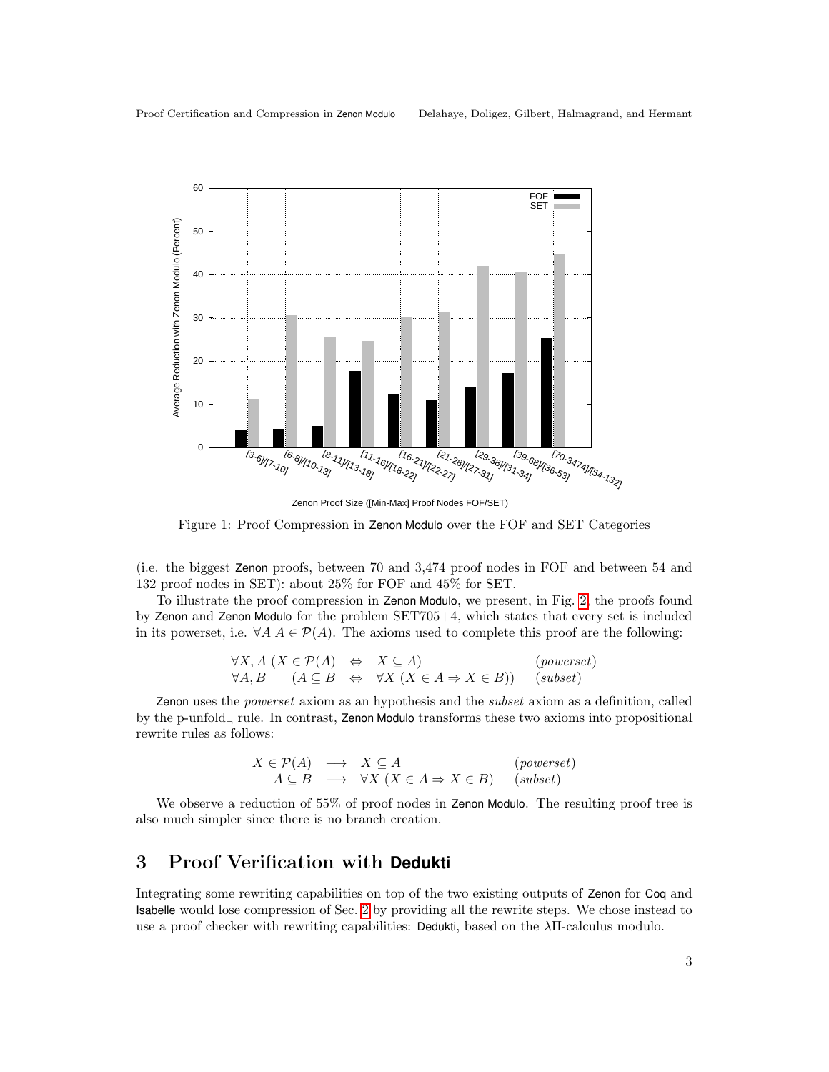Figure 1: Proof Compression in Zenon Modulo over the FOF and SET Categories

(i.e. the biggest Zenon proofs, between 70 and 3,474 proof nodes in FOF and between 54 and 132 proof nodes in SET): about 25% for FOF and 45% for SET.

To illustrate the proof compression in Zenon Modulo, we present, in Fig. 2, the proofs found by Zenon and Zenon Modulo for the problem SET705+4, which states that every set is included in its powerset, i.e. $\forall A\ A \in \mathcal{P}(A)$. The axioms used to complete this proof are the following:

$$
\begin{array}{llll}
\forall X, A\ (X \in \mathcal{P}(A) & \Leftrightarrow & X \subseteq A) & (powerset) \\
\forall A, B \quad (A \subseteq B & \Leftrightarrow & \forall X\ (X \in A \Rightarrow X \in B)) & (subset)
\end{array}
$$

Zenon uses the *powerset* axiom as an hypothesis and the *subset* axiom as a definition, called by the p-unfold$_{\_}$ rule. In contrast, Zenon Modulo transforms these two axioms into propositional rewrite rules as follows:

$$
\begin{array}{rcll}
X \in \mathcal{P}(A) & \longrightarrow & X \subseteq A & (powerset) \\
A \subseteq B & \longrightarrow & \forall X\ (X \in A \Rightarrow X \in B) & (subset)
\end{array}
$$

We observe a reduction of 55% of proof nodes in Zenon Modulo. The resulting proof tree is also much simpler since there is no branch creation.

## 3 Proof Verification with Dedukti

Integrating some rewriting capabilities on top of the two existing outputs of Zenon for Coq and Isabelle would lose compression of Sec. 2 by providing all the rewrite steps. We chose instead to use a proof checker with rewriting capabilities: Dedukti, based on the $\lambda\Pi$-calculus modulo.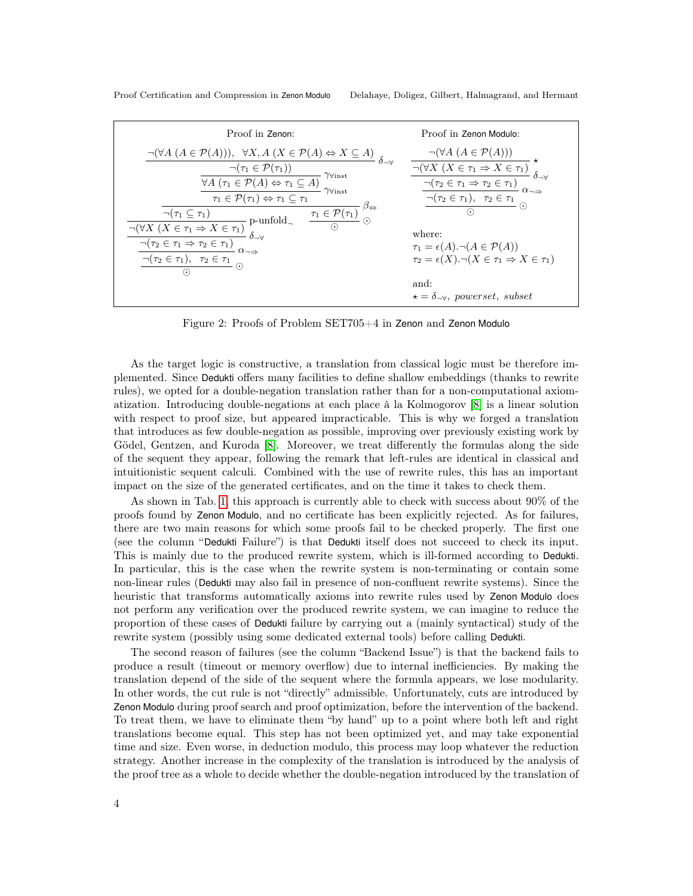**Proof in Zenon:**

$$
\cfrac{\neg(\forall A\ (A \in \mathcal{P}(A))),\ \ \forall X, A\ (X \in \mathcal{P}(A) \Leftrightarrow X \subseteq A)}{\cfrac{\neg(\tau_1 \in \mathcal{P}(\tau_1))}{\cfrac{\forall A\ (\tau_1 \in \mathcal{P}(A) \Leftrightarrow \tau_1 \subseteq A)}{\cfrac{\tau_1 \in \mathcal{P}(\tau_1) \Leftrightarrow \tau_1 \subseteq \tau_1}{\cfrac{\neg(\tau_1 \subseteq \tau_1)}{\cfrac{\neg(\forall X\ (X \in \tau_1 \Rightarrow X \in \tau_1)}{\cfrac{\neg(\tau_2 \in \tau_1 \Rightarrow \tau_2 \in \tau_1)}{\cfrac{\neg(\tau_2 \in \tau_1),\ \ \tau_2 \in \tau_1}{\odot}\ \odot}\ \alpha_{\neg\Rightarrow}}\ \delta_{\neg\forall}}\ \text{p-unfold}_{\neg} \quad \cfrac{\tau_1 \in \mathcal{P}(\tau_1)}{\odot}\ \odot}\ \beta_{\Leftrightarrow}}\ \gamma_{\forall\text{inst}}}\ \gamma_{\forall\text{inst}}}\ \delta_{\neg\forall}
$$

**Proof in Zenon Modulo:**

$$
\cfrac{\neg(\forall A\ (A \in \mathcal{P}(A)))}{\cfrac{\neg(\forall X\ (X \in \tau_1 \Rightarrow X \in \tau_1)}{\cfrac{\neg(\tau_2 \in \tau_1 \Rightarrow \tau_2 \in \tau_1)}{\cfrac{\neg(\tau_2 \in \tau_1),\ \ \tau_2 \in \tau_1}{\odot}\ \odot}\ \alpha_{\neg\Rightarrow}}\ \delta_{\neg\forall}}\ \star
$$

where:
$\tau_1 = \epsilon(A).\neg(A \in \mathcal{P}(A))$
$\tau_2 = \epsilon(X).\neg(X \in \tau_1 \Rightarrow X \in \tau_1)$

and:
$\star = \delta_{\neg\forall},\ powerset,\ subset$

Figure 2: Proofs of Problem SET705+4 in Zenon and Zenon Modulo

As the target logic is constructive, a translation from classical logic must be therefore implemented. Since Dedukti offers many facilities to define shallow embeddings (thanks to rewrite rules), we opted for a double-negation translation rather than for a non-computational axiomatization. Introducing double-negations at each place à la Kolmogorov [8] is a linear solution with respect to proof size, but appeared impracticable. This is why we forged a translation that introduces as few double-negation as possible, improving over previously existing work by Gödel, Gentzen, and Kuroda [8]. Moreover, we treat differently the formulas along the side of the sequent they appear, following the remark that left-rules are identical in classical and intuitionistic sequent calculi. Combined with the use of rewrite rules, this has an important impact on the size of the generated certificates, and on the time it takes to check them.

As shown in Tab. 1, this approach is currently able to check with success about 90% of the proofs found by Zenon Modulo, and no certificate has been explicitly rejected. As for failures, there are two main reasons for which some proofs fail to be checked properly. The first one (see the column "Dedukti Failure") is that Dedukti itself does not succeed to check its input. This is mainly due to the produced rewrite system, which is ill-formed according to Dedukti. In particular, this is the case when the rewrite system is non-terminating or contain some non-linear rules (Dedukti may also fail in presence of non-confluent rewrite systems). Since the heuristic that transforms automatically axioms into rewrite rules used by Zenon Modulo does not perform any verification over the produced rewrite system, we can imagine to reduce the proportion of these cases of Dedukti failure by carrying out a (mainly syntactical) study of the rewrite system (possibly using some dedicated external tools) before calling Dedukti.

The second reason of failures (see the column "Backend Issue") is that the backend fails to produce a result (timeout or memory overflow) due to internal inefficiencies. By making the translation depend of the side of the sequent where the formula appears, we lose modularity. In other words, the cut rule is not "directly" admissible. Unfortunately, cuts are introduced by Zenon Modulo during proof search and proof optimization, before the intervention of the backend. To treat them, we have to eliminate them "by hand" up to a point where both left and right translations become equal. This step has not been optimized yet, and may take exponential time and size. Even worse, in deduction modulo, this process may loop whatever the reduction strategy. Another increase in the complexity of the translation is introduced by the analysis of the proof tree as a whole to decide whether the double-negation introduced by the translation of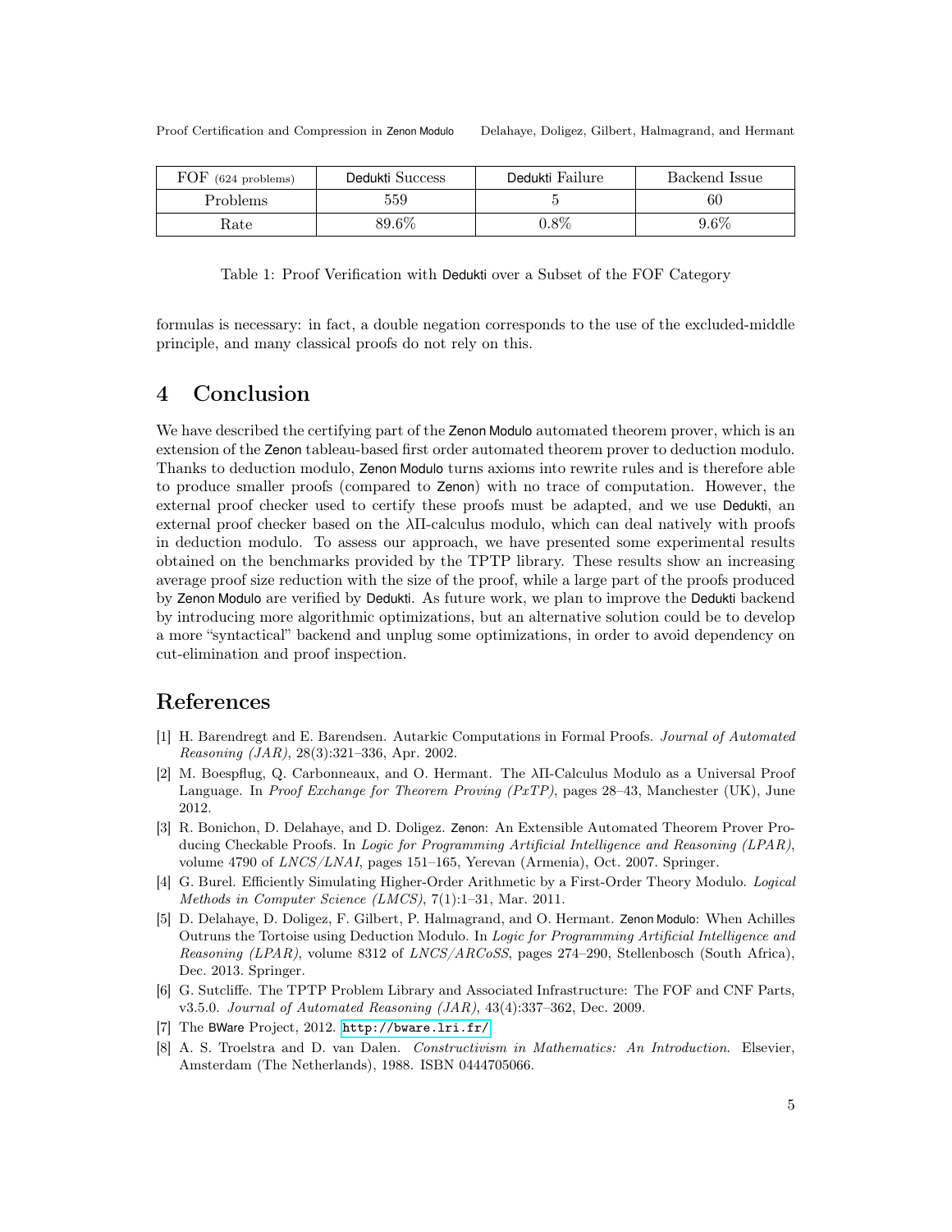| FOF (624 problems) | Dedukti Success | Dedukti Failure | Backend Issue |
| --- | --- | --- | --- |
| Problems | 559 | 5 | 60 |
| Rate | 89.6% | 0.8% | 9.6% |

Table 1: Proof Verification with Dedukti over a Subset of the FOF Category

formulas is necessary: in fact, a double negation corresponds to the use of the excluded-middle principle, and many classical proofs do not rely on this.

## 4 Conclusion

We have described the certifying part of the Zenon Modulo automated theorem prover, which is an extension of the Zenon tableau-based first order automated theorem prover to deduction modulo. Thanks to deduction modulo, Zenon Modulo turns axioms into rewrite rules and is therefore able to produce smaller proofs (compared to Zenon) with no trace of computation. However, the external proof checker used to certify these proofs must be adapted, and we use Dedukti, an external proof checker based on the λΠ-calculus modulo, which can deal natively with proofs in deduction modulo. To assess our approach, we have presented some experimental results obtained on the benchmarks provided by the TPTP library. These results show an increasing average proof size reduction with the size of the proof, while a large part of the proofs produced by Zenon Modulo are verified by Dedukti. As future work, we plan to improve the Dedukti backend by introducing more algorithmic optimizations, but an alternative solution could be to develop a more "syntactical" backend and unplug some optimizations, in order to avoid dependency on cut-elimination and proof inspection.

## References

[1] H. Barendregt and E. Barendsen. Autarkic Computations in Formal Proofs. *Journal of Automated Reasoning (JAR)*, 28(3):321–336, Apr. 2002.

[2] M. Boespflug, Q. Carbonneaux, and O. Hermant. The λΠ-Calculus Modulo as a Universal Proof Language. In *Proof Exchange for Theorem Proving (PxTP)*, pages 28–43, Manchester (UK), June 2012.

[3] R. Bonichon, D. Delahaye, and D. Doligez. Zenon: An Extensible Automated Theorem Prover Producing Checkable Proofs. In *Logic for Programming Artificial Intelligence and Reasoning (LPAR)*, volume 4790 of *LNCS/LNAI*, pages 151–165, Yerevan (Armenia), Oct. 2007. Springer.

[4] G. Burel. Efficiently Simulating Higher-Order Arithmetic by a First-Order Theory Modulo. *Logical Methods in Computer Science (LMCS)*, 7(1):1–31, Mar. 2011.

[5] D. Delahaye, D. Doligez, F. Gilbert, P. Halmagrand, and O. Hermant. Zenon Modulo: When Achilles Outruns the Tortoise using Deduction Modulo. In *Logic for Programming Artificial Intelligence and Reasoning (LPAR)*, volume 8312 of *LNCS/ARCoSS*, pages 274–290, Stellenbosch (South Africa), Dec. 2013. Springer.

[6] G. Sutcliffe. The TPTP Problem Library and Associated Infrastructure: The FOF and CNF Parts, v3.5.0. *Journal of Automated Reasoning (JAR)*, 43(4):337–362, Dec. 2009.

[7] The BWare Project, 2012. http://bware.lri.fr/

[8] A. S. Troelstra and D. van Dalen. *Constructivism in Mathematics: An Introduction*. Elsevier, Amsterdam (The Netherlands), 1988. ISBN 0444705066.